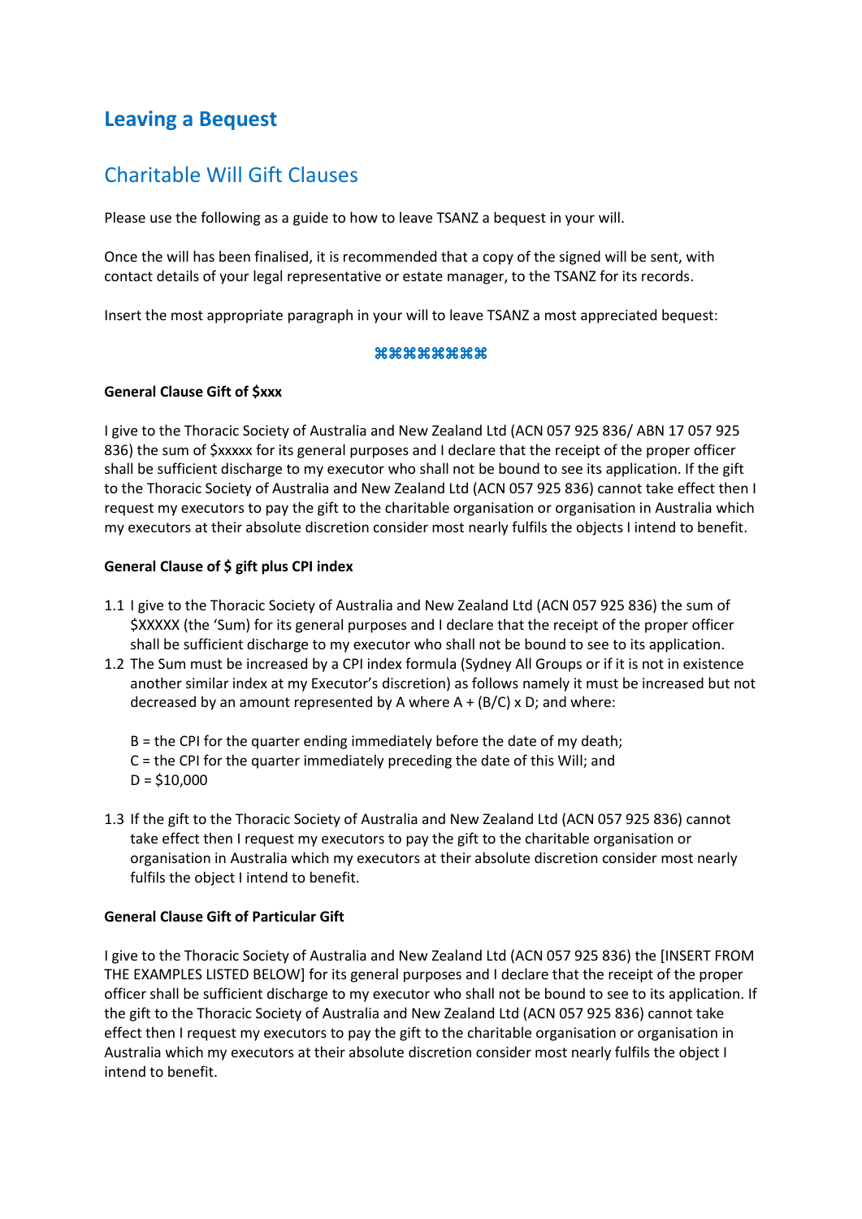# Leaving a Bequest

## Charitable Will Gift Clauses

Please use the following as a guide to how to leave TSANZ a bequest in your will.

Once the will has been finalised, it is recommended that a copy of the signed will be sent, with contact details of your legal representative or estate manager, to the TSANZ for its records.

Insert the most appropriate paragraph in your will to leave TSANZ a most appreciated bequest:

⌘⌘⌘⌘⌘⌘⌘⌘

**General Clause Gift of $xxx**

I give to the Thoracic Society of Australia and New Zealand Ltd (ACN 057 925 836/ ABN 17 057 925 836) the sum of $xxxxx for its general purposes and I declare that the receipt of the proper officer shall be sufficient discharge to my executor who shall not be bound to see its application. If the gift to the Thoracic Society of Australia and New Zealand Ltd (ACN 057 925 836) cannot take effect then I request my executors to pay the gift to the charitable organisation or organisation in Australia which my executors at their absolute discretion consider most nearly fulfils the objects I intend to benefit.

**General Clause of $ gift plus CPI index**

1.1 I give to the Thoracic Society of Australia and New Zealand Ltd (ACN 057 925 836) the sum of $XXXXX (the 'Sum) for its general purposes and I declare that the receipt of the proper officer shall be sufficient discharge to my executor who shall not be bound to see to its application.

1.2 The Sum must be increased by a CPI index formula (Sydney All Groups or if it is not in existence another similar index at my Executor's discretion) as follows namely it must be increased but not decreased by an amount represented by A where A + (B/C) x D; and where:

    B = the CPI for the quarter ending immediately before the date of my death;
    C = the CPI for the quarter immediately preceding the date of this Will; and
    D = $10,000

1.3 If the gift to the Thoracic Society of Australia and New Zealand Ltd (ACN 057 925 836) cannot take effect then I request my executors to pay the gift to the charitable organisation or organisation in Australia which my executors at their absolute discretion consider most nearly fulfils the object I intend to benefit.

**General Clause Gift of Particular Gift**

I give to the Thoracic Society of Australia and New Zealand Ltd (ACN 057 925 836) the [INSERT FROM THE EXAMPLES LISTED BELOW] for its general purposes and I declare that the receipt of the proper officer shall be sufficient discharge to my executor who shall not be bound to see to its application. If the gift to the Thoracic Society of Australia and New Zealand Ltd (ACN 057 925 836) cannot take effect then I request my executors to pay the gift to the charitable organisation or organisation in Australia which my executors at their absolute discretion consider most nearly fulfils the object I intend to benefit.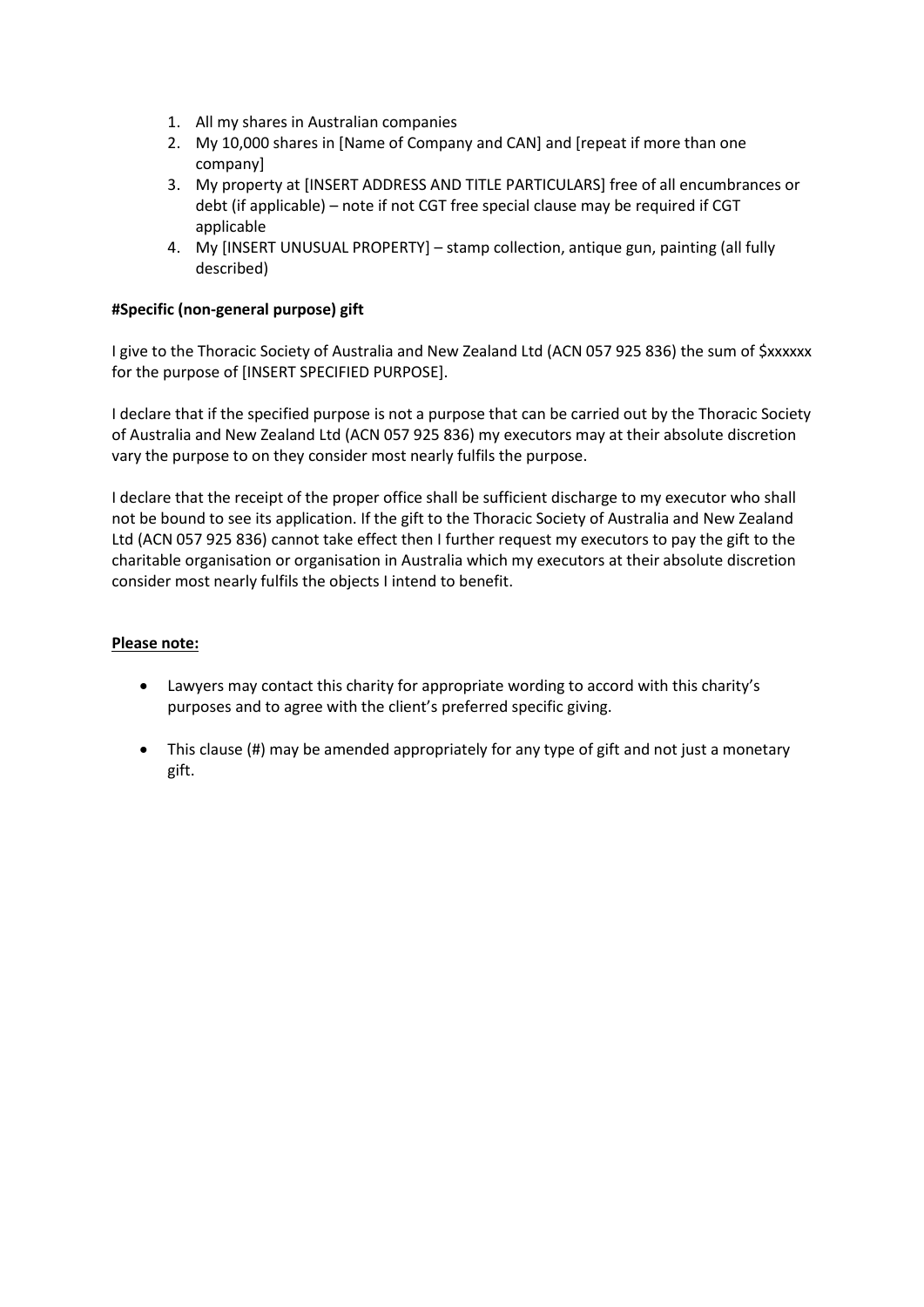1. All my shares in Australian companies
2. My 10,000 shares in [Name of Company and CAN] and [repeat if more than one company]
3. My property at [INSERT ADDRESS AND TITLE PARTICULARS] free of all encumbrances or debt (if applicable) – note if not CGT free special clause may be required if CGT applicable
4. My [INSERT UNUSUAL PROPERTY] – stamp collection, antique gun, painting (all fully described)

**#Specific (non-general purpose) gift**

I give to the Thoracic Society of Australia and New Zealand Ltd (ACN 057 925 836) the sum of $xxxxxx for the purpose of [INSERT SPECIFIED PURPOSE].

I declare that if the specified purpose is not a purpose that can be carried out by the Thoracic Society of Australia and New Zealand Ltd (ACN 057 925 836) my executors may at their absolute discretion vary the purpose to on they consider most nearly fulfils the purpose.

I declare that the receipt of the proper office shall be sufficient discharge to my executor who shall not be bound to see its application. If the gift to the Thoracic Society of Australia and New Zealand Ltd (ACN 057 925 836) cannot take effect then I further request my executors to pay the gift to the charitable organisation or organisation in Australia which my executors at their absolute discretion consider most nearly fulfils the objects I intend to benefit.

**Please note:**

- Lawyers may contact this charity for appropriate wording to accord with this charity's purposes and to agree with the client's preferred specific giving.
- This clause (#) may be amended appropriately for any type of gift and not just a monetary gift.